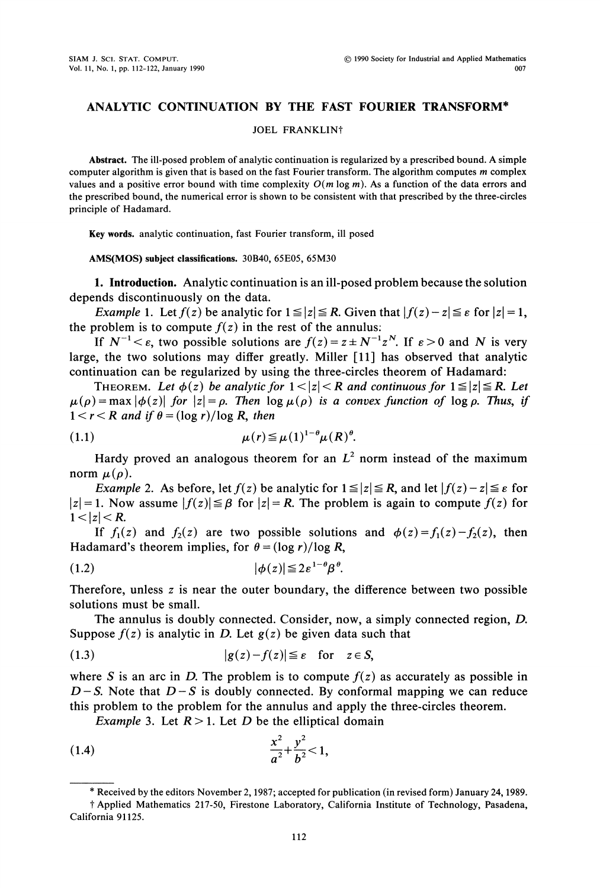# ANALYTIC CONTINUATION BY THE FAST FOURIER TRANSFORM*

JOEL FRANKLIN†

**Abstract.** The ill-posed problem of analytic continuation is regularized by a prescribed bound. A simple computer algorithm is given that is based on the fast Fourier transform. The algorithm computes $m$ complex values and a positive error bound with time complexity $O(m \log m)$. As a function of the data errors and the prescribed bound, the numerical error is shown to be consistent with that prescribed by the three-circles principle of Hadamard.

**Key words.** analytic continuation, fast Fourier transform, ill posed

**AMS(MOS) subject classifications.** 30B40, 65E05, 65M30

## 1. Introduction.

Analytic continuation is an ill-posed problem because the solution depends discontinuously on the data.

*Example* 1. Let $f(z)$ be analytic for $1 \leqq |z| \leqq R$. Given that $|f(z)-z| \leqq \varepsilon$ for $|z|=1$, the problem is to compute $f(z)$ in the rest of the annulus:

If $N^{-1} < \varepsilon$, two possible solutions are $f(z) = z \pm N^{-1} z^N$. If $\varepsilon > 0$ and $N$ is very large, the two solutions may differ greatly. Miller [11] has observed that analytic continuation can be regularized by using the three-circles theorem of Hadamard:

THEOREM. *Let $\phi(z)$ be analytic for $1 < |z| < R$ and continuous for $1 \leqq |z| \leqq R$. Let $\mu(\rho) = \max |\phi(z)|$ for $|z| = \rho$. Then $\log \mu(\rho)$ is a convex function of $\log \rho$. Thus, if $1 < r < R$ and if $\theta = (\log r)/\log R$, then*

$$\mu(r) \leqq \mu(1)^{1-\theta} \mu(R)^{\theta}. \tag{1.1}$$

Hardy proved an analogous theorem for an $L^2$ norm instead of the maximum norm $\mu(\rho)$.

*Example* 2. As before, let $f(z)$ be analytic for $1 \leqq |z| \leqq R$, and let $|f(z)-z| \leqq \varepsilon$ for $|z|=1$. Now assume $|f(z)| \leqq \beta$ for $|z| = R$. The problem is again to compute $f(z)$ for $1 < |z| < R$.

If $f_1(z)$ and $f_2(z)$ are two possible solutions and $\phi(z) = f_1(z) - f_2(z)$, then Hadamard's theorem implies, for $\theta = (\log r)/\log R$,

$$|\phi(z)| \leqq 2\varepsilon^{1-\theta} \beta^{\theta}. \tag{1.2}$$

Therefore, unless $z$ is near the outer boundary, the difference between two possible solutions must be small.

The annulus is doubly connected. Consider, now, a simply connected region, $D$. Suppose $f(z)$ is analytic in $D$. Let $g(z)$ be given data such that

$$|g(z) - f(z)| \leqq \varepsilon \quad \text{for} \quad z \in S, \tag{1.3}$$

where $S$ is an arc in $D$. The problem is to compute $f(z)$ as accurately as possible in $D - S$. Note that $D - S$ is doubly connected. By conformal mapping we can reduce this problem to the problem for the annulus and apply the three-circles theorem.

*Example* 3. Let $R > 1$. Let $D$ be the elliptical domain

$$\frac{x^2}{a^2} + \frac{y^2}{b^2} < 1, \tag{1.4}$$

---

\* Received by the editors November 2, 1987; accepted for publication (in revised form) January 24, 1989.

† Applied Mathematics 217-50, Firestone Laboratory, California Institute of Technology, Pasadena, California 91125.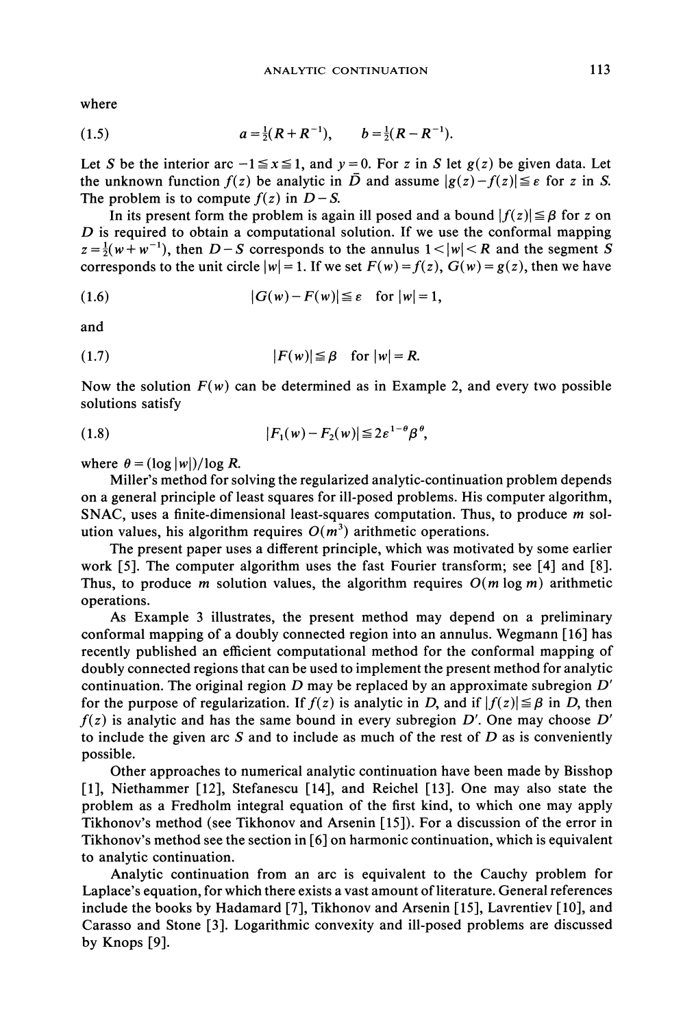where

$$a = \tfrac{1}{2}(R + R^{-1}), \qquad b = \tfrac{1}{2}(R - R^{-1}). \tag{1.5}$$

Let $S$ be the interior arc $-1 \leqq x \leqq 1$, and $y = 0$. For $z$ in $S$ let $g(z)$ be given data. Let the unknown function $f(z)$ be analytic in $\bar{D}$ and assume $|g(z) - f(z)| \leqq \varepsilon$ for $z$ in $S$. The problem is to compute $f(z)$ in $D - S$.

In its present form the problem is again ill posed and a bound $|f(z)| \leqq \beta$ for $z$ on $D$ is required to obtain a computational solution. If we use the conformal mapping $z = \tfrac{1}{2}(w + w^{-1})$, then $D - S$ corresponds to the annulus $1 < |w| < R$ and the segment $S$ corresponds to the unit circle $|w| = 1$. If we set $F(w) = f(z)$, $G(w) = g(z)$, then we have

$$|G(w) - F(w)| \leqq \varepsilon \quad \text{for } |w| = 1, \tag{1.6}$$

and

$$|F(w)| \leqq \beta \quad \text{for } |w| = R. \tag{1.7}$$

Now the solution $F(w)$ can be determined as in Example 2, and every two possible solutions satisfy

$$|F_1(w) - F_2(w)| \leqq 2\varepsilon^{1-\theta}\beta^{\theta}, \tag{1.8}$$

where $\theta = (\log |w|)/\log R$.

Miller's method for solving the regularized analytic-continuation problem depends on a general principle of least squares for ill-posed problems. His computer algorithm, SNAC, uses a finite-dimensional least-squares computation. Thus, to produce $m$ solution values, his algorithm requires $O(m^3)$ arithmetic operations.

The present paper uses a different principle, which was motivated by some earlier work [5]. The computer algorithm uses the fast Fourier transform; see [4] and [8]. Thus, to produce $m$ solution values, the algorithm requires $O(m \log m)$ arithmetic operations.

As Example 3 illustrates, the present method may depend on a preliminary conformal mapping of a doubly connected region into an annulus. Wegmann [16] has recently published an efficient computational method for the conformal mapping of doubly connected regions that can be used to implement the present method for analytic continuation. The original region $D$ may be replaced by an approximate subregion $D'$ for the purpose of regularization. If $f(z)$ is analytic in $D$, and if $|f(z)| \leqq \beta$ in $D$, then $f(z)$ is analytic and has the same bound in every subregion $D'$. One may choose $D'$ to include the given arc $S$ and to include as much of the rest of $D$ as is conveniently possible.

Other approaches to numerical analytic continuation have been made by Bisshop [1], Niethammer [12], Stefanescu [14], and Reichel [13]. One may also state the problem as a Fredholm integral equation of the first kind, to which one may apply Tikhonov's method (see Tikhonov and Arsenin [15]). For a discussion of the error in Tikhonov's method see the section in [6] on harmonic continuation, which is equivalent to analytic continuation.

Analytic continuation from an arc is equivalent to the Cauchy problem for Laplace's equation, for which there exists a vast amount of literature. General references include the books by Hadamard [7], Tikhonov and Arsenin [15], Lavrentiev [10], and Carasso and Stone [3]. Logarithmic convexity and ill-posed problems are discussed by Knops [9].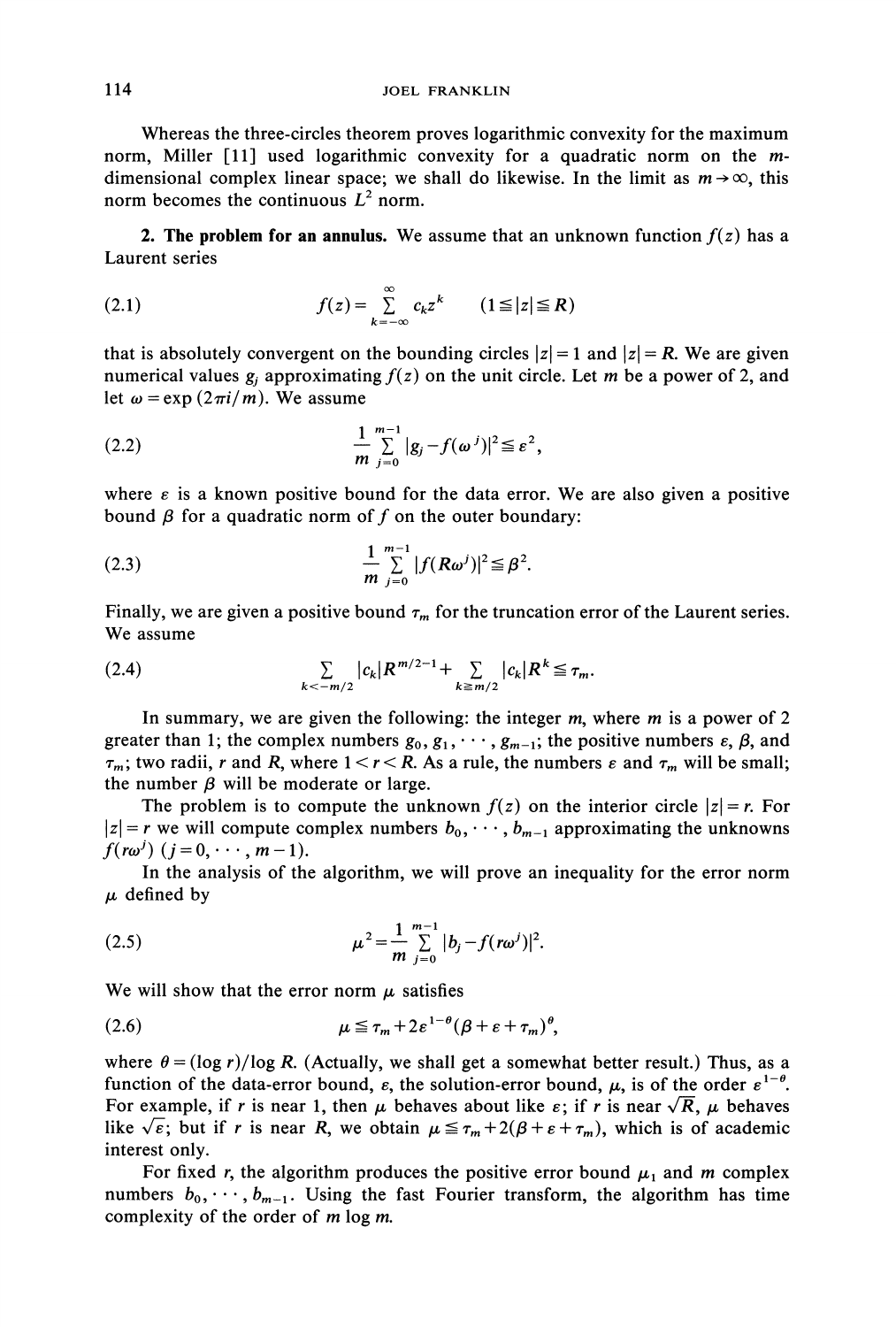Whereas the three-circles theorem proves logarithmic convexity for the maximum norm, Miller [11] used logarithmic convexity for a quadratic norm on the $m$-dimensional complex linear space; we shall do likewise. In the limit as $m \to \infty$, this norm becomes the continuous $L^2$ norm.

**2. The problem for an annulus.** We assume that an unknown function $f(z)$ has a Laurent series

$$f(z) = \sum_{k=-\infty}^{\infty} c_k z^k \qquad (1 \leqq |z| \leqq R) \tag{2.1}$$

that is absolutely convergent on the bounding circles $|z| = 1$ and $|z| = R$. We are given numerical values $g_j$ approximating $f(z)$ on the unit circle. Let $m$ be a power of 2, and let $\omega = \exp(2\pi i/m)$. We assume

$$\frac{1}{m} \sum_{j=0}^{m-1} |g_j - f(\omega^j)|^2 \leqq \varepsilon^2, \tag{2.2}$$

where $\varepsilon$ is a known positive bound for the data error. We are also given a positive bound $\beta$ for a quadratic norm of $f$ on the outer boundary:

$$\frac{1}{m} \sum_{j=0}^{m-1} |f(R\omega^j)|^2 \leqq \beta^2. \tag{2.3}$$

Finally, we are given a positive bound $\tau_m$ for the truncation error of the Laurent series. We assume

$$\sum_{k<-m/2} |c_k| R^{m/2-1} + \sum_{k \geqq m/2} |c_k| R^k \leqq \tau_m. \tag{2.4}$$

In summary, we are given the following: the integer $m$, where $m$ is a power of 2 greater than 1; the complex numbers $g_0, g_1, \cdots, g_{m-1}$; the positive numbers $\varepsilon$, $\beta$, and $\tau_m$; two radii, $r$ and $R$, where $1 < r < R$. As a rule, the numbers $\varepsilon$ and $\tau_m$ will be small; the number $\beta$ will be moderate or large.

The problem is to compute the unknown $f(z)$ on the interior circle $|z| = r$. For $|z| = r$ we will compute complex numbers $b_0, \cdots, b_{m-1}$ approximating the unknowns $f(r\omega^j)$ $(j = 0, \cdots, m-1)$.

In the analysis of the algorithm, we will prove an inequality for the error norm $\mu$ defined by

$$\mu^2 = \frac{1}{m} \sum_{j=0}^{m-1} |b_j - f(r\omega^j)|^2. \tag{2.5}$$

We will show that the error norm $\mu$ satisfies

$$\mu \leqq \tau_m + 2\varepsilon^{1-\theta}(\beta + \varepsilon + \tau_m)^\theta, \tag{2.6}$$

where $\theta = (\log r)/\log R$. (Actually, we shall get a somewhat better result.) Thus, as a function of the data-error bound, $\varepsilon$, the solution-error bound, $\mu$, is of the order $\varepsilon^{1-\theta}$. For example, if $r$ is near 1, then $\mu$ behaves about like $\varepsilon$; if $r$ is near $\sqrt{R}$, $\mu$ behaves like $\sqrt{\varepsilon}$; but if $r$ is near $R$, we obtain $\mu \leqq \tau_m + 2(\beta + \varepsilon + \tau_m)$, which is of academic interest only.

For fixed $r$, the algorithm produces the positive error bound $\mu_1$ and $m$ complex numbers $b_0, \cdots, b_{m-1}$. Using the fast Fourier transform, the algorithm has time complexity of the order of $m \log m$.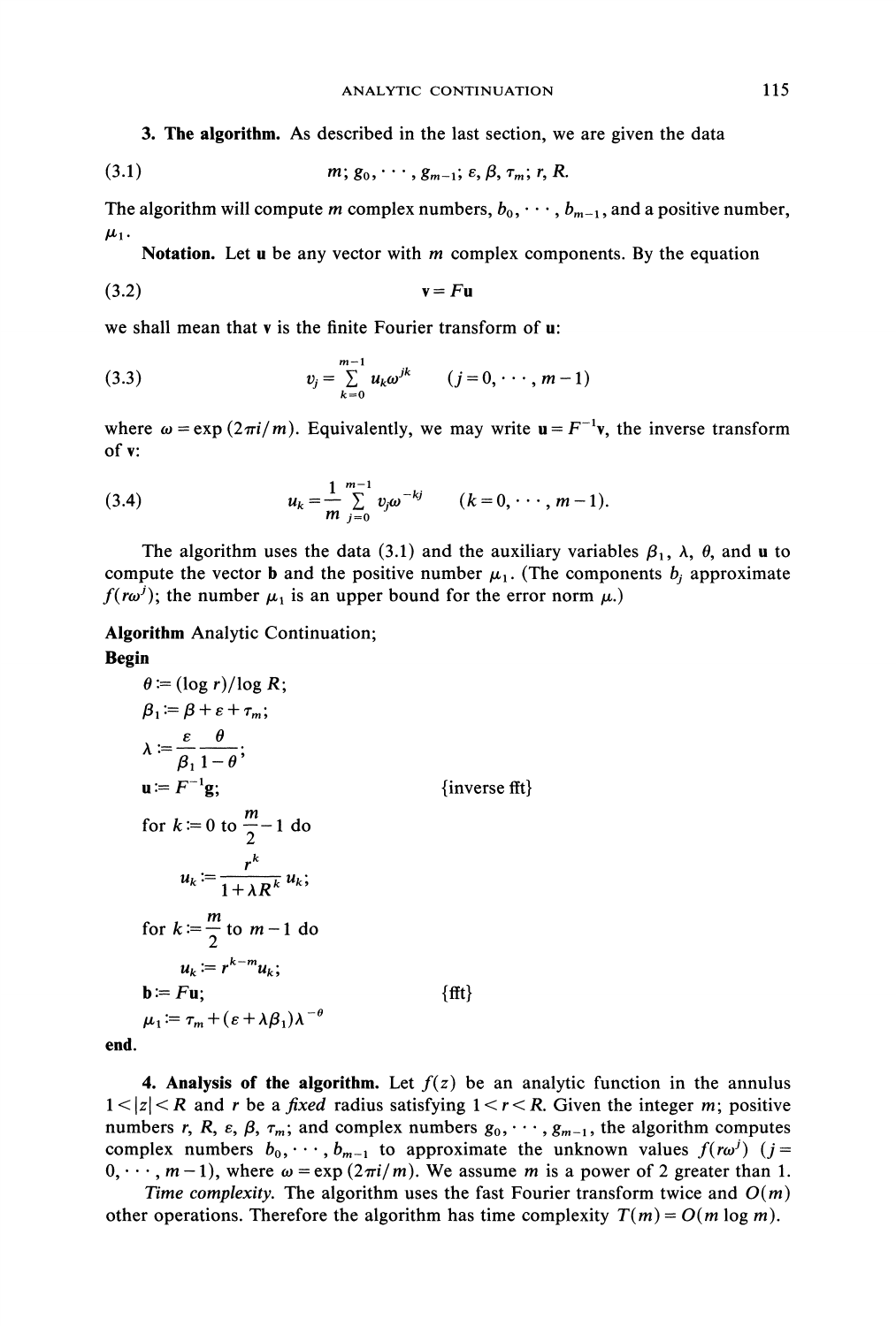**3. The algorithm.** As described in the last section, we are given the data

$$m;\ g_0, \cdots, g_{m-1};\ \varepsilon, \beta, \tau_m;\ r, R. \tag{3.1}$$

The algorithm will compute $m$ complex numbers, $b_0, \cdots, b_{m-1}$, and a positive number, $\mu_1$.

**Notation.** Let $\mathbf{u}$ be any vector with $m$ complex components. By the equation

$$\mathbf{v} = F\mathbf{u} \tag{3.2}$$

we shall mean that $\mathbf{v}$ is the finite Fourier transform of $\mathbf{u}$:

$$v_j = \sum_{k=0}^{m-1} u_k \omega^{jk} \qquad (j = 0, \cdots, m-1) \tag{3.3}$$

where $\omega = \exp(2\pi i/m)$. Equivalently, we may write $\mathbf{u} = F^{-1}\mathbf{v}$, the inverse transform of $\mathbf{v}$:

$$u_k = \frac{1}{m}\sum_{j=0}^{m-1} v_j \omega^{-kj} \qquad (k = 0, \cdots, m-1). \tag{3.4}$$

The algorithm uses the data (3.1) and the auxiliary variables $\beta_1$, $\lambda$, $\theta$, and $\mathbf{u}$ to compute the vector $\mathbf{b}$ and the positive number $\mu_1$. (The components $b_j$ approximate $f(r\omega^j)$; the number $\mu_1$ is an upper bound for the error norm $\mu$.)

**Algorithm** Analytic Continuation;
**Begin**

$\quad \theta := (\log r)/\log R;$

$\quad \beta_1 := \beta + \varepsilon + \tau_m;$

$\quad \lambda := \dfrac{\varepsilon}{\beta_1}\dfrac{\theta}{1-\theta};$

$\quad \mathbf{u} := F^{-1}\mathbf{g};$ $\qquad\qquad\qquad$ {inverse fft}

$\quad$ for $k := 0$ to $\dfrac{m}{2} - 1$ do

$\qquad u_k := \dfrac{r^k}{1 + \lambda R^k} u_k;$

$\quad$ for $k := \dfrac{m}{2}$ to $m - 1$ do

$\qquad u_k := r^{k-m} u_k;$

$\quad \mathbf{b} := F\mathbf{u};$ $\qquad\qquad\qquad$ {fft}

$\quad \mu_1 := \tau_m + (\varepsilon + \lambda\beta_1)\lambda^{-\theta}$

**end.**

**4. Analysis of the algorithm.** Let $f(z)$ be an analytic function in the annulus $1 < |z| < R$ and $r$ be a *fixed* radius satisfying $1 < r < R$. Given the integer $m$; positive numbers $r$, $R$, $\varepsilon$, $\beta$, $\tau_m$; and complex numbers $g_0, \cdots, g_{m-1}$, the algorithm computes complex numbers $b_0, \cdots, b_{m-1}$ to approximate the unknown values $f(r\omega^j)$ $(j = 0, \cdots, m-1)$, where $\omega = \exp(2\pi i/m)$. We assume $m$ is a power of 2 greater than 1.

*Time complexity.* The algorithm uses the fast Fourier transform twice and $O(m)$ other operations. Therefore the algorithm has time complexity $T(m) = O(m \log m)$.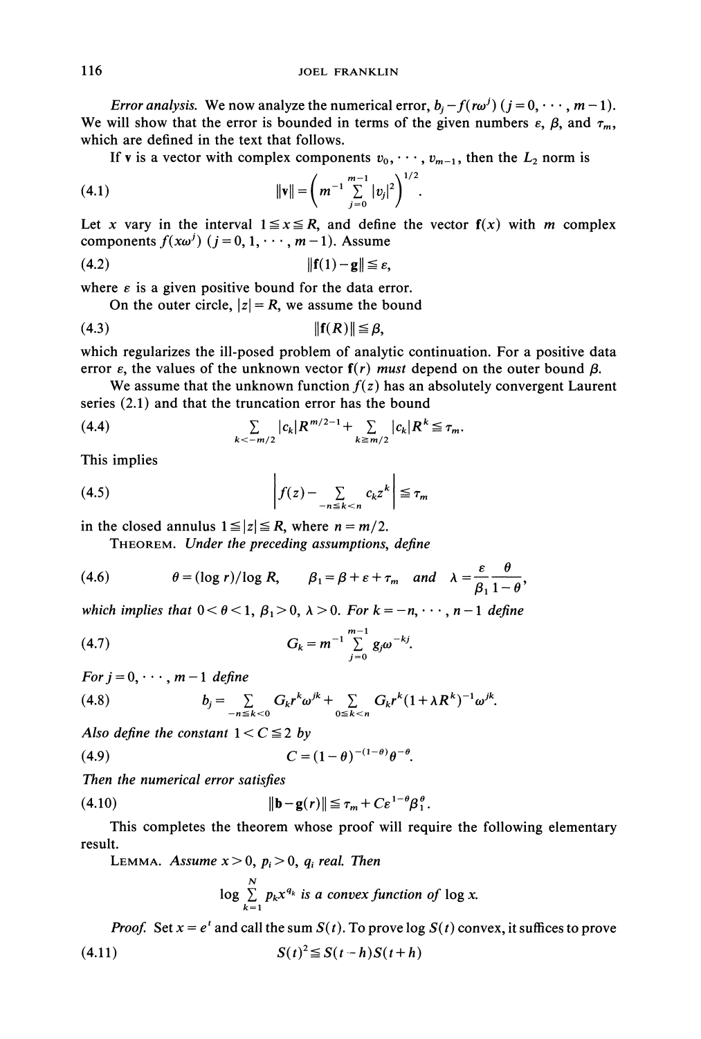*Error analysis.* We now analyze the numerical error, $b_j - f(r\omega^j)$ $(j = 0, \cdots, m-1)$. We will show that the error is bounded in terms of the given numbers $\varepsilon$, $\beta$, and $\tau_m$, which are defined in the text that follows.

If $\mathbf{v}$ is a vector with complex components $v_0, \cdots, v_{m-1}$, then the $L_2$ norm is

$$\|\mathbf{v}\| = \left( m^{-1} \sum_{j=0}^{m-1} |v_j|^2 \right)^{1/2}. \tag{4.1}$$

Let $x$ vary in the interval $1 \leqq x \leqq R$, and define the vector $\mathbf{f}(x)$ with $m$ complex components $f(x\omega^j)$ $(j = 0, 1, \cdots, m-1)$. Assume

$$\|\mathbf{f}(1) - \mathbf{g}\| \leqq \varepsilon, \tag{4.2}$$

where $\varepsilon$ is a given positive bound for the data error.

On the outer circle, $|z| = R$, we assume the bound

$$\|\mathbf{f}(R)\| \leqq \beta, \tag{4.3}$$

which regularizes the ill-posed problem of analytic continuation. For a positive data error $\varepsilon$, the values of the unknown vector $\mathbf{f}(r)$ *must* depend on the outer bound $\beta$.

We assume that the unknown function $f(z)$ has an absolutely convergent Laurent series (2.1) and that the truncation error has the bound

$$\sum_{k<-m/2} |c_k| R^{m/2-1} + \sum_{k \geqq m/2} |c_k| R^k \leqq \tau_m. \tag{4.4}$$

This implies

$$\left| f(z) - \sum_{-n \leqq k < n} c_k z^k \right| \leqq \tau_m \tag{4.5}$$

in the closed annulus $1 \leqq |z| \leqq R$, where $n = m/2$.

THEOREM. *Under the preceding assumptions, define*

$$\theta = (\log r)/\log R, \qquad \beta_1 = \beta + \varepsilon + \tau_m \quad \text{and} \quad \lambda = \frac{\varepsilon}{\beta_1} \frac{\theta}{1-\theta}, \tag{4.6}$$

*which implies that* $0 < \theta < 1$, $\beta_1 > 0$, $\lambda > 0$. *For* $k = -n, \cdots, n-1$ *define*

$$G_k = m^{-1} \sum_{j=0}^{m-1} g_j \omega^{-kj}. \tag{4.7}$$

*For* $j = 0, \cdots, m-1$ *define*

$$b_j = \sum_{-n \leqq k < 0} G_k r^k \omega^{jk} + \sum_{0 \leqq k < n} G_k r^k (1 + \lambda R^k)^{-1} \omega^{jk}. \tag{4.8}$$

*Also define the constant* $1 < C \leqq 2$ *by*

$$C = (1-\theta)^{-(1-\theta)} \theta^{-\theta}. \tag{4.9}$$

*Then the numerical error satisfies*

$$\|\mathbf{b} - \mathbf{g}(r)\| \leqq \tau_m + C \varepsilon^{1-\theta} \beta_1^{\theta}. \tag{4.10}$$

This completes the theorem whose proof will require the following elementary result.

LEMMA. *Assume* $x > 0$, $p_i > 0$, $q_i$ *real. Then*

$$\log \sum_{k=1}^{N} p_k x^{q_k} \text{ is a convex function of } \log x.$$

*Proof.* Set $x = e^t$ and call the sum $S(t)$. To prove $\log S(t)$ convex, it suffices to prove

$$S(t)^2 \leqq S(t-h) S(t+h) \tag{4.11}$$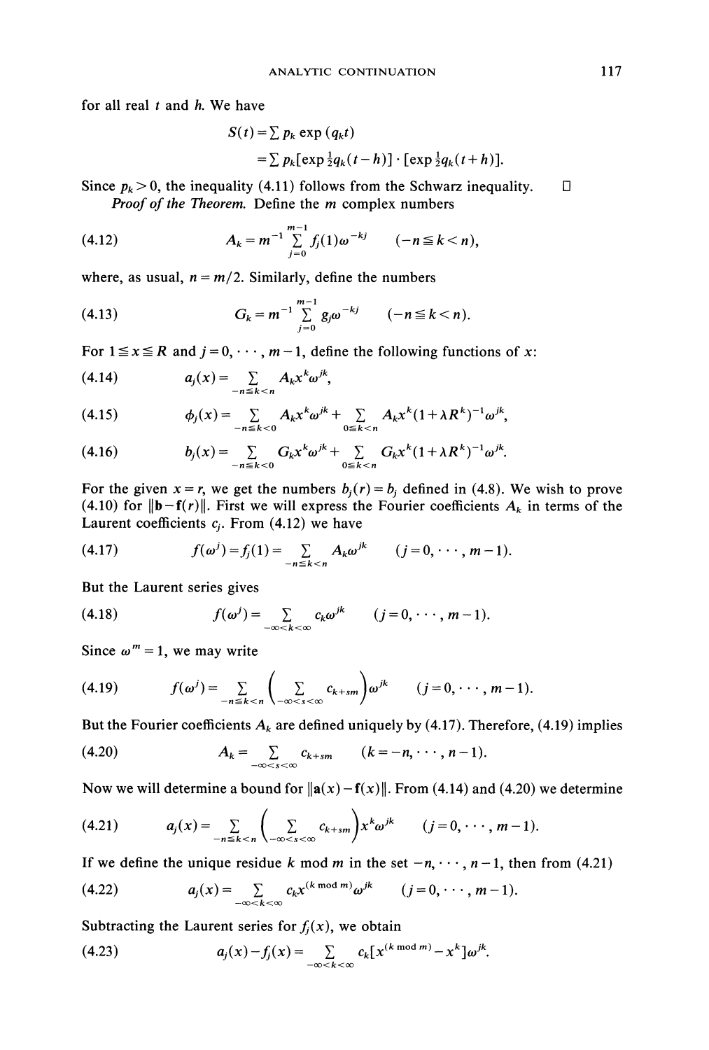for all real $t$ and $h$. We have

$$S(t) = \sum p_k \exp(q_k t)$$
$$= \sum p_k[\exp \tfrac{1}{2}q_k(t-h)] \cdot [\exp \tfrac{1}{2}q_k(t+h)].$$

Since $p_k > 0$, the inequality (4.11) follows from the Schwarz inequality. □

*Proof of the Theorem.* Define the $m$ complex numbers

$$A_k = m^{-1} \sum_{j=0}^{m-1} f_j(1)\omega^{-kj} \qquad (-n \leqq k < n), \tag{4.12}$$

where, as usual, $n = m/2$. Similarly, define the numbers

$$G_k = m^{-1} \sum_{j=0}^{m-1} g_j \omega^{-kj} \qquad (-n \leqq k < n). \tag{4.13}$$

For $1 \leqq x \leqq R$ and $j = 0, \cdots, m-1$, define the following functions of $x$:

$$a_j(x) = \sum_{-n \leqq k < n} A_k x^k \omega^{jk}, \tag{4.14}$$

$$\phi_j(x) = \sum_{-n \leqq k < 0} A_k x^k \omega^{jk} + \sum_{0 \leqq k < n} A_k x^k (1 + \lambda R^k)^{-1} \omega^{jk}, \tag{4.15}$$

$$b_j(x) = \sum_{-n \leqq k < 0} G_k x^k \omega^{jk} + \sum_{0 \leqq k < n} G_k x^k (1 + \lambda R^k)^{-1} \omega^{jk}. \tag{4.16}$$

For the given $x = r$, we get the numbers $b_j(r) = b_j$ defined in (4.8). We wish to prove (4.10) for $\|\mathbf{b} - \mathbf{f}(r)\|$. First we will express the Fourier coefficients $A_k$ in terms of the Laurent coefficients $c_j$. From (4.12) we have

$$f(\omega^j) = f_j(1) = \sum_{-n \leqq k < n} A_k \omega^{jk} \qquad (j = 0, \cdots, m-1). \tag{4.17}$$

But the Laurent series gives

$$f(\omega^j) = \sum_{-\infty < k < \infty} c_k \omega^{jk} \qquad (j = 0, \cdots, m-1). \tag{4.18}$$

Since $\omega^m = 1$, we may write

$$f(\omega^j) = \sum_{-n \leqq k < n} \left( \sum_{-\infty < s < \infty} c_{k+sm} \right) \omega^{jk} \qquad (j = 0, \cdots, m-1). \tag{4.19}$$

But the Fourier coefficients $A_k$ are defined uniquely by (4.17). Therefore, (4.19) implies

$$A_k = \sum_{-\infty < s < \infty} c_{k+sm} \qquad (k = -n, \cdots, n-1). \tag{4.20}$$

Now we will determine a bound for $\|\mathbf{a}(x) - \mathbf{f}(x)\|$. From (4.14) and (4.20) we determine

$$a_j(x) = \sum_{-n \leqq k < n} \left( \sum_{-\infty < s < \infty} c_{k+sm} \right) x^k \omega^{jk} \qquad (j = 0, \cdots, m-1). \tag{4.21}$$

If we define the unique residue $k$ mod $m$ in the set $-n, \cdots, n-1$, then from (4.21)

$$a_j(x) = \sum_{-\infty < k < \infty} c_k x^{(k \bmod m)} \omega^{jk} \qquad (j = 0, \cdots, m-1). \tag{4.22}$$

Subtracting the Laurent series for $f_j(x)$, we obtain

$$a_j(x) - f_j(x) = \sum_{-\infty < k < \infty} c_k [x^{(k \bmod m)} - x^k] \omega^{jk}. \tag{4.23}$$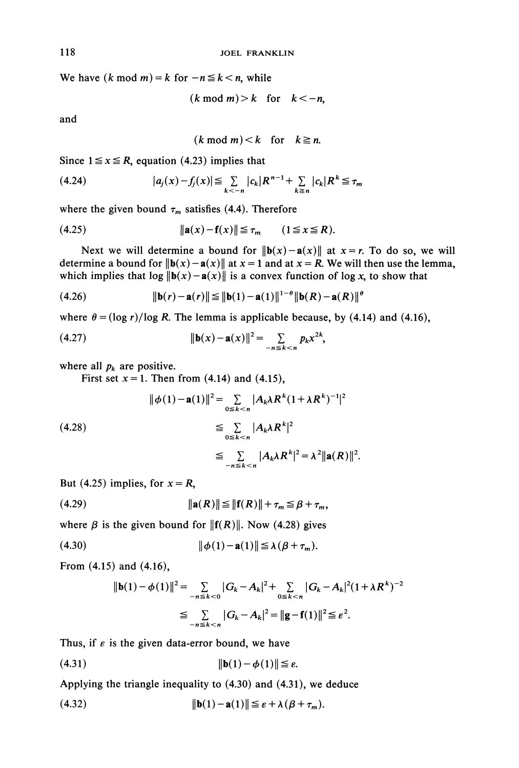We have $(k \bmod m) = k$ for $-n \leqq k < n$, while

$$(k \bmod m) > k \quad \text{for} \quad k < -n,$$

and

$$(k \bmod m) < k \quad \text{for} \quad k \geqq n.$$

Since $1 \leqq x \leqq R$, equation (4.23) implies that

$$|a_j(x) - f_j(x)| \leqq \sum_{k<-n} |c_k| R^{n-1} + \sum_{k \geqq n} |c_k| R^k \leqq \tau_m \tag{4.24}$$

where the given bound $\tau_m$ satisfies (4.4). Therefore

$$\|\mathbf{a}(x) - \mathbf{f}(x)\| \leqq \tau_m \qquad (1 \leqq x \leqq R). \tag{4.25}$$

Next we will determine a bound for $\|\mathbf{b}(x) - \mathbf{a}(x)\|$ at $x = r$. To do so, we will determine a bound for $\|\mathbf{b}(x) - \mathbf{a}(x)\|$ at $x = 1$ and at $x = R$. We will then use the lemma, which implies that $\log \|\mathbf{b}(x) - \mathbf{a}(x)\|$ is a convex function of $\log x$, to show that

$$\|\mathbf{b}(r) - \mathbf{a}(r)\| \leqq \|\mathbf{b}(1) - \mathbf{a}(1)\|^{1-\theta} \|\mathbf{b}(R) - \mathbf{a}(R)\|^{\theta} \tag{4.26}$$

where $\theta = (\log r)/\log R$. The lemma is applicable because, by (4.14) and (4.16),

$$\|\mathbf{b}(x) - \mathbf{a}(x)\|^2 = \sum_{-n \leqq k < n} p_k x^{2k}, \tag{4.27}$$

where all $p_k$ are positive.

First set $x = 1$. Then from (4.14) and (4.15),

$$\begin{aligned} \|\phi(1) - \mathbf{a}(1)\|^2 &= \sum_{0 \leqq k < n} |A_k \lambda R^k (1 + \lambda R^k)^{-1}|^2 \\ &\leqq \sum_{0 \leqq k < n} |A_k \lambda R^k|^2 \\ &\leqq \sum_{-n \leqq k < n} |A_k \lambda R^k|^2 = \lambda^2 \|\mathbf{a}(R)\|^2. \end{aligned} \tag{4.28}$$

But (4.25) implies, for $x = R$,

$$\|\mathbf{a}(R)\| \leqq \|\mathbf{f}(R)\| + \tau_m \leqq \beta + \tau_m, \tag{4.29}$$

where $\beta$ is the given bound for $\|\mathbf{f}(R)\|$. Now (4.28) gives

$$\|\phi(1) - \mathbf{a}(1)\| \leqq \lambda(\beta + \tau_m). \tag{4.30}$$

From (4.15) and (4.16),

$$\begin{aligned} \|\mathbf{b}(1) - \phi(1)\|^2 &= \sum_{-n \leqq k < 0} |G_k - A_k|^2 + \sum_{0 \leqq k < n} |G_k - A_k|^2 (1 + \lambda R^k)^{-2} \\ &\leqq \sum_{-n \leqq k < n} |G_k - A_k|^2 = \|\mathbf{g} - \mathbf{f}(1)\|^2 \leqq \varepsilon^2. \end{aligned}$$

Thus, if $\varepsilon$ is the given data-error bound, we have

$$\|\mathbf{b}(1) - \phi(1)\| \leqq \varepsilon. \tag{4.31}$$

Applying the triangle inequality to (4.30) and (4.31), we deduce

$$\|\mathbf{b}(1) - \mathbf{a}(1)\| \leqq \varepsilon + \lambda(\beta + \tau_m). \tag{4.32}$$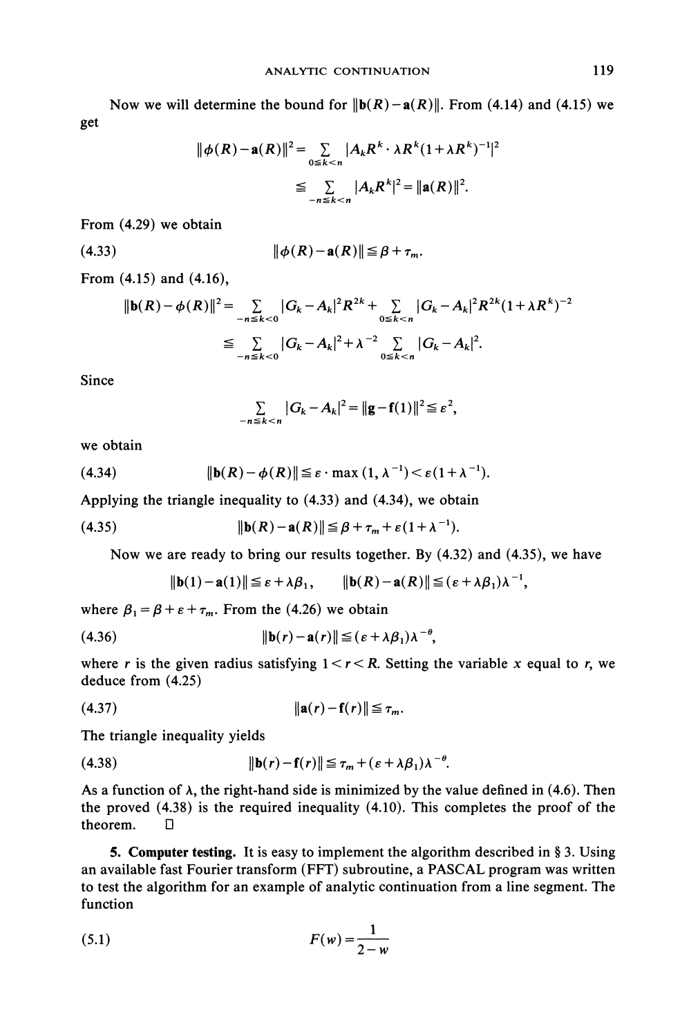Now we will determine the bound for $\|\mathbf{b}(R)-\mathbf{a}(R)\|$. From (4.14) and (4.15) we get

$$\|\phi(R)-\mathbf{a}(R)\|^2=\sum_{0\leqq k<n}|A_kR^k\cdot\lambda R^k(1+\lambda R^k)^{-1}|^2$$

$$\leqq\sum_{-n\leqq k<n}|A_kR^k|^2=\|\mathbf{a}(R)\|^2.$$

From (4.29) we obtain

$$\|\phi(R)-\mathbf{a}(R)\|\leqq\beta+\tau_m. \tag{4.33}$$

From (4.15) and (4.16),

$$\|\mathbf{b}(R)-\phi(R)\|^2=\sum_{-n\leqq k<0}|G_k-A_k|^2R^{2k}+\sum_{0\leqq k<n}|G_k-A_k|^2R^{2k}(1+\lambda R^k)^{-2}$$

$$\leqq\sum_{-n\leqq k<0}|G_k-A_k|^2+\lambda^{-2}\sum_{0\leqq k<n}|G_k-A_k|^2.$$

Since

$$\sum_{-n\leqq k<n}|G_k-A_k|^2=\|\mathbf{g}-\mathbf{f}(1)\|^2\leqq\varepsilon^2,$$

we obtain

$$\|\mathbf{b}(R)-\phi(R)\|\leqq\varepsilon\cdot\max(1,\lambda^{-1})<\varepsilon(1+\lambda^{-1}). \tag{4.34}$$

Applying the triangle inequality to (4.33) and (4.34), we obtain

$$\|\mathbf{b}(R)-\mathbf{a}(R)\|\leqq\beta+\tau_m+\varepsilon(1+\lambda^{-1}). \tag{4.35}$$

Now we are ready to bring our results together. By (4.32) and (4.35), we have

$$\|\mathbf{b}(1)-\mathbf{a}(1)\|\leqq\varepsilon+\lambda\beta_1,\qquad \|\mathbf{b}(R)-\mathbf{a}(R)\|\leqq(\varepsilon+\lambda\beta_1)\lambda^{-1},$$

where $\beta_1=\beta+\varepsilon+\tau_m$. From the (4.26) we obtain

$$\|\mathbf{b}(r)-\mathbf{a}(r)\|\leqq(\varepsilon+\lambda\beta_1)\lambda^{-\theta}, \tag{4.36}$$

where $r$ is the given radius satisfying $1<r<R$. Setting the variable $x$ equal to $r$, we deduce from (4.25)

$$\|\mathbf{a}(r)-\mathbf{f}(r)\|\leqq\tau_m. \tag{4.37}$$

The triangle inequality yields

$$\|\mathbf{b}(r)-\mathbf{f}(r)\|\leqq\tau_m+(\varepsilon+\lambda\beta_1)\lambda^{-\theta}. \tag{4.38}$$

As a function of $\lambda$, the right-hand side is minimized by the value defined in (4.6). Then the proved (4.38) is the required inequality (4.10). This completes the proof of the theorem. □

**5. Computer testing.** It is easy to implement the algorithm described in § 3. Using an available fast Fourier transform (FFT) subroutine, a PASCAL program was written to test the algorithm for an example of analytic continuation from a line segment. The function

$$F(w)=\frac{1}{2-w} \tag{5.1}$$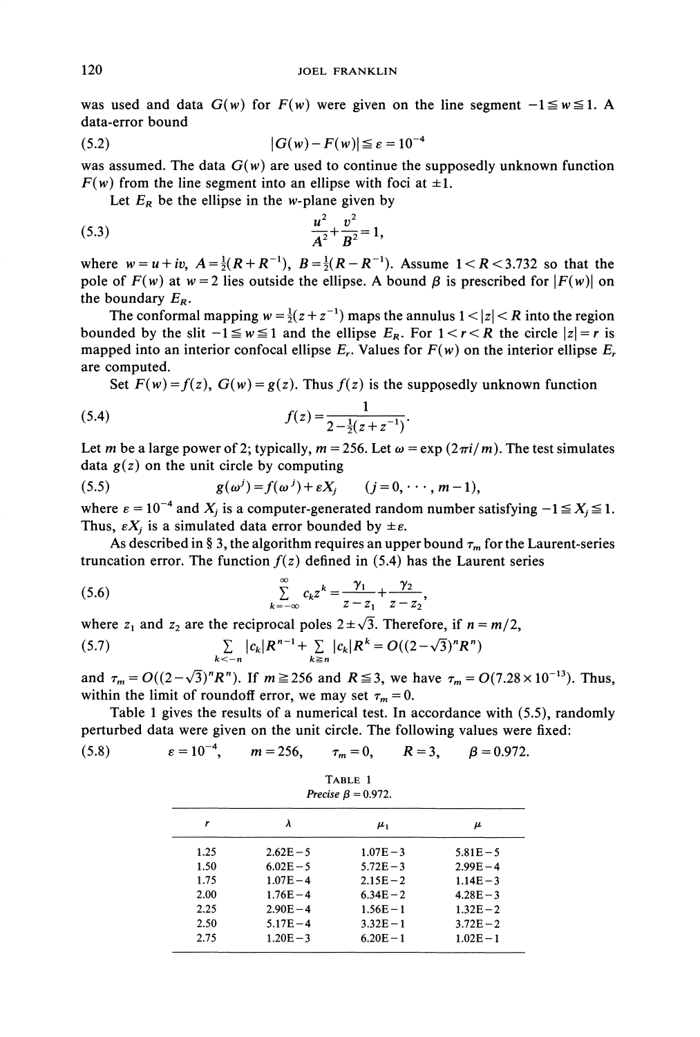was used and data $G(w)$ for $F(w)$ were given on the line segment $-1 \leqq w \leqq 1$. A data-error bound

$$|G(w)-F(w)| \leqq \varepsilon = 10^{-4} \tag{5.2}$$

was assumed. The data $G(w)$ are used to continue the supposedly unknown function $F(w)$ from the line segment into an ellipse with foci at $\pm 1$.

Let $E_R$ be the ellipse in the $w$-plane given by

$$\frac{u^2}{A^2}+\frac{v^2}{B^2}=1, \tag{5.3}$$

where $w=u+iv$, $A=\frac{1}{2}(R+R^{-1})$, $B=\frac{1}{2}(R-R^{-1})$. Assume $1<R<3.732$ so that the pole of $F(w)$ at $w=2$ lies outside the ellipse. A bound $\beta$ is prescribed for $|F(w)|$ on the boundary $E_R$.

The conformal mapping $w=\frac{1}{2}(z+z^{-1})$ maps the annulus $1<|z|<R$ into the region bounded by the slit $-1 \leqq w \leqq 1$ and the ellipse $E_R$. For $1<r<R$ the circle $|z|=r$ is mapped into an interior confocal ellipse $E_r$. Values for $F(w)$ on the interior ellipse $E_r$ are computed.

Set $F(w)=f(z)$, $G(w)=g(z)$. Thus $f(z)$ is the supposedly unknown function

$$f(z)=\frac{1}{2-\frac{1}{2}(z+z^{-1})}. \tag{5.4}$$

Let $m$ be a large power of 2; typically, $m=256$. Let $\omega=\exp(2\pi i/m)$. The test simulates data $g(z)$ on the unit circle by computing

$$g(\omega^j)=f(\omega^j)+\varepsilon X_j \qquad (j=0,\cdots,m-1), \tag{5.5}$$

where $\varepsilon=10^{-4}$ and $X_j$ is a computer-generated random number satisfying $-1 \leqq X_j \leqq 1$. Thus, $\varepsilon X_j$ is a simulated data error bounded by $\pm\varepsilon$.

As described in § 3, the algorithm requires an upper bound $\tau_m$ for the Laurent-series truncation error. The function $f(z)$ defined in (5.4) has the Laurent series

$$\sum_{k=-\infty}^{\infty} c_k z^k = \frac{\gamma_1}{z-z_1}+\frac{\gamma_2}{z-z_2}, \tag{5.6}$$

where $z_1$ and $z_2$ are the reciprocal poles $2 \pm \sqrt{3}$. Therefore, if $n=m/2$,

$$\sum_{k<-n} |c_k| R^{n-1} + \sum_{k \geqq n} |c_k| R^k = O((2-\sqrt{3})^n R^n) \tag{5.7}$$

and $\tau_m = O((2-\sqrt{3})^n R^n)$. If $m \geqq 256$ and $R \leqq 3$, we have $\tau_m = O(7.28 \times 10^{-13})$. Thus, within the limit of roundoff error, we may set $\tau_m = 0$.

Table 1 gives the results of a numerical test. In accordance with (5.5), randomly perturbed data were given on the unit circle. The following values were fixed:

$$\varepsilon=10^{-4}, \qquad m=256, \qquad \tau_m=0, \qquad R=3, \qquad \beta=0.972. \tag{5.8}$$

TABLE 1
*Precise* $\beta = 0.972$.

| $r$ | $\lambda$ | $\mu_1$ | $\mu$ |
|---|---|---|---|
| 1.25 | 2.62E−5 | 1.07E−3 | 5.81E−5 |
| 1.50 | 6.02E−5 | 5.72E−3 | 2.99E−4 |
| 1.75 | 1.07E−4 | 2.15E−2 | 1.14E−3 |
| 2.00 | 1.76E−4 | 6.34E−2 | 4.28E−3 |
| 2.25 | 2.90E−4 | 1.56E−1 | 1.32E−2 |
| 2.50 | 5.17E−4 | 3.32E−1 | 3.72E−2 |
| 2.75 | 1.20E−3 | 6.20E−1 | 1.02E−1 |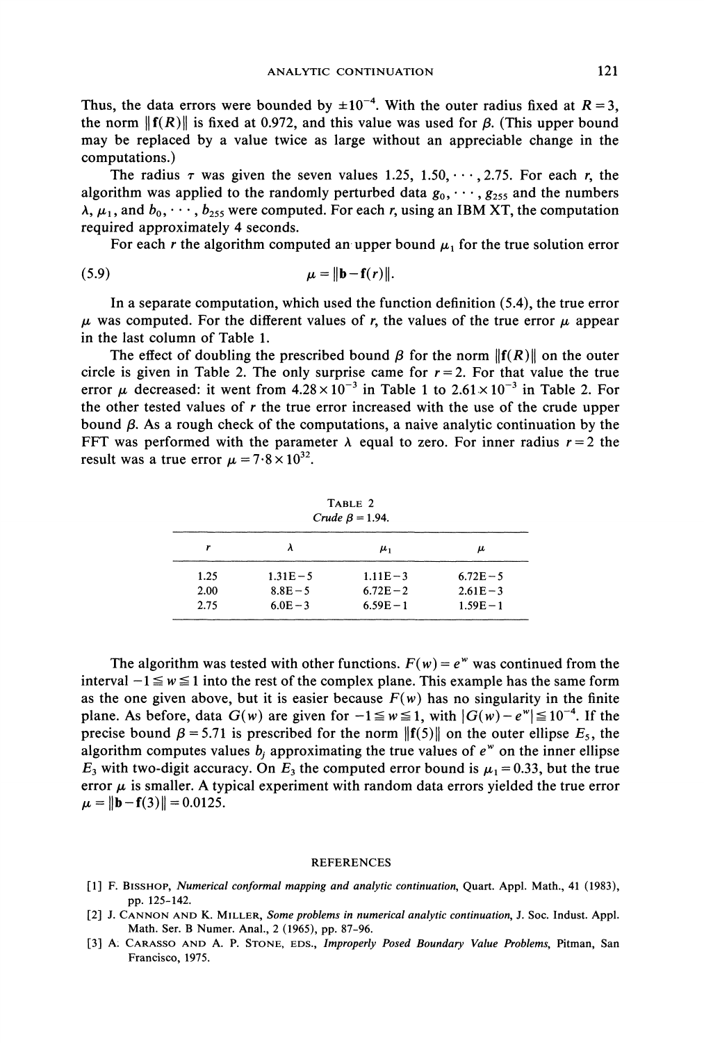Thus, the data errors were bounded by $\pm 10^{-4}$. With the outer radius fixed at $R=3$, the norm $\|\mathbf{f}(R)\|$ is fixed at 0.972, and this value was used for $\beta$. (This upper bound may be replaced by a value twice as large without an appreciable change in the computations.)

The radius $\tau$ was given the seven values $1.25, 1.50, \cdots, 2.75$. For each $r$, the algorithm was applied to the randomly perturbed data $g_0, \cdots, g_{255}$ and the numbers $\lambda$, $\mu_1$, and $b_0, \cdots, b_{255}$ were computed. For each $r$, using an IBM XT, the computation required approximately 4 seconds.

For each $r$ the algorithm computed an upper bound $\mu_1$ for the true solution error

$$\mu = \|\mathbf{b} - \mathbf{f}(r)\|. \tag{5.9}$$

In a separate computation, which used the function definition (5.4), the true error $\mu$ was computed. For the different values of $r$, the values of the true error $\mu$ appear in the last column of Table 1.

The effect of doubling the prescribed bound $\beta$ for the norm $\|\mathbf{f}(R)\|$ on the outer circle is given in Table 2. The only surprise came for $r=2$. For that value the true error $\mu$ decreased: it went from $4.28\times 10^{-3}$ in Table 1 to $2.61\times 10^{-3}$ in Table 2. For the other tested values of $r$ the true error increased with the use of the crude upper bound $\beta$. As a rough check of the computations, a naive analytic continuation by the FFT was performed with the parameter $\lambda$ equal to zero. For inner radius $r=2$ the result was a true error $\mu = 7{\cdot}8\times 10^{32}$.

TABLE 2
*Crude* $\beta = 1.94$.

| $r$ | $\lambda$ | $\mu_1$ | $\mu$ |
|---|---|---|---|
| 1.25 | 1.31E−5 | 1.11E−3 | 6.72E−5 |
| 2.00 | 8.8E−5 | 6.72E−2 | 2.61E−3 |
| 2.75 | 6.0E−3 | 6.59E−1 | 1.59E−1 |

The algorithm was tested with other functions. $F(w)=e^w$ was continued from the interval $-1\leqq w\leqq 1$ into the rest of the complex plane. This example has the same form as the one given above, but it is easier because $F(w)$ has no singularity in the finite plane. As before, data $G(w)$ are given for $-1\leqq w\leqq 1$, with $|G(w)-e^w|\leqq 10^{-4}$. If the precise bound $\beta = 5.71$ is prescribed for the norm $\|\mathbf{f}(5)\|$ on the outer ellipse $E_5$, the algorithm computes values $b_j$ approximating the true values of $e^w$ on the inner ellipse $E_3$ with two-digit accuracy. On $E_3$ the computed error bound is $\mu_1 = 0.33$, but the true error $\mu$ is smaller. A typical experiment with random data errors yielded the true error $\mu = \|\mathbf{b}-\mathbf{f}(3)\| = 0.0125$.

## REFERENCES

[1] F. BISSHOP, *Numerical conformal mapping and analytic continuation*, Quart. Appl. Math., 41 (1983), pp. 125–142.

[2] J. CANNON AND K. MILLER, *Some problems in numerical analytic continuation*, J. Soc. Indust. Appl. Math. Ser. B Numer. Anal., 2 (1965), pp. 87–96.

[3] A. CARASSO AND A. P. STONE, EDS., *Improperly Posed Boundary Value Problems*, Pitman, San Francisco, 1975.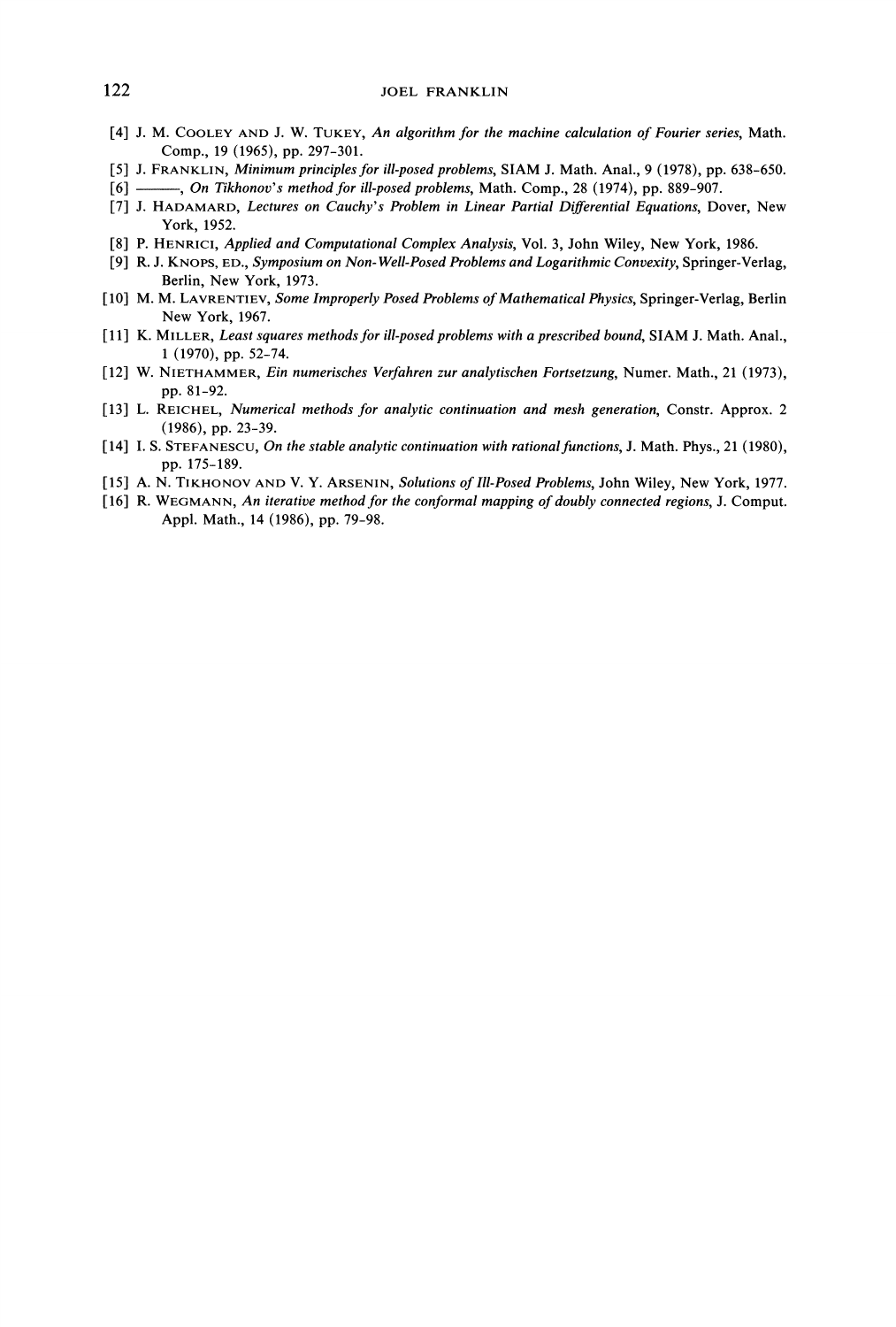[4] J. M. Cooley and J. W. Tukey, *An algorithm for the machine calculation of Fourier series*, Math. Comp., 19 (1965), pp. 297–301.

[5] J. Franklin, *Minimum principles for ill-posed problems*, SIAM J. Math. Anal., 9 (1978), pp. 638–650.

[6] ———, *On Tikhonov's method for ill-posed problems*, Math. Comp., 28 (1974), pp. 889–907.

[7] J. Hadamard, *Lectures on Cauchy's Problem in Linear Partial Differential Equations*, Dover, New York, 1952.

[8] P. Henrici, *Applied and Computational Complex Analysis*, Vol. 3, John Wiley, New York, 1986.

[9] R. J. Knops, ed., *Symposium on Non-Well-Posed Problems and Logarithmic Convexity*, Springer-Verlag, Berlin, New York, 1973.

[10] M. M. Lavrentiev, *Some Improperly Posed Problems of Mathematical Physics*, Springer-Verlag, Berlin New York, 1967.

[11] K. Miller, *Least squares methods for ill-posed problems with a prescribed bound*, SIAM J. Math. Anal., 1 (1970), pp. 52–74.

[12] W. Niethammer, *Ein numerisches Verfahren zur analytischen Fortsetzung*, Numer. Math., 21 (1973), pp. 81–92.

[13] L. Reichel, *Numerical methods for analytic continuation and mesh generation*, Constr. Approx. 2 (1986), pp. 23–39.

[14] I. S. Stefanescu, *On the stable analytic continuation with rational functions*, J. Math. Phys., 21 (1980), pp. 175–189.

[15] A. N. Tikhonov and V. Y. Arsenin, *Solutions of Ill-Posed Problems*, John Wiley, New York, 1977.

[16] R. Wegmann, *An iterative method for the conformal mapping of doubly connected regions*, J. Comput. Appl. Math., 14 (1986), pp. 79–98.